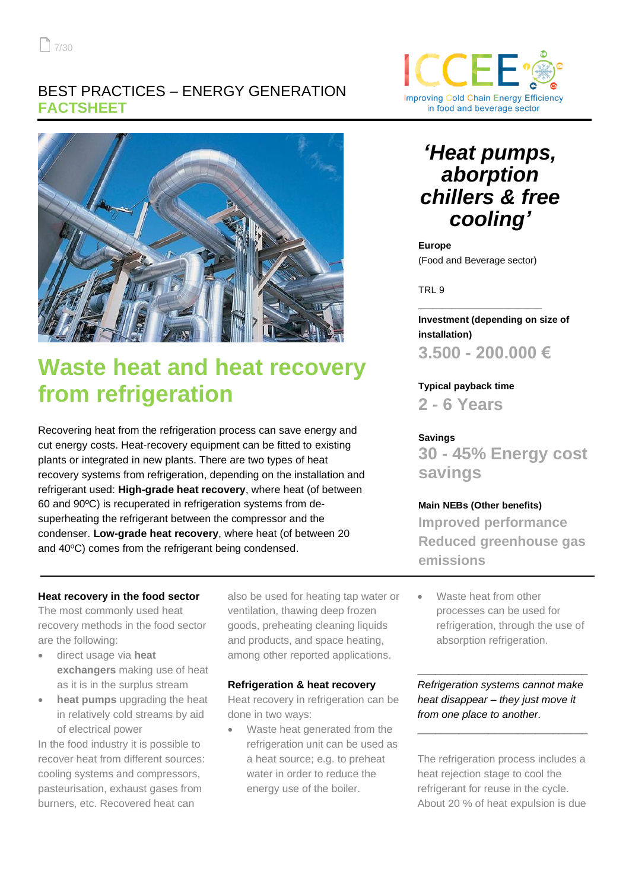BEST PRACTICES – ENERGY GENERATION
**FACTSHEET**

# Waste heat and heat recovery from refrigeration

Recovering heat from the refrigeration process can save energy and cut energy costs. Heat-recovery equipment can be fitted to existing plants or integrated in new plants. There are two types of heat recovery systems from refrigeration, depending on the installation and refrigerant used: **High-grade heat recovery**, where heat (of between 60 and 90ºC) is recuperated in refrigeration systems from de-superheating the refrigerant between the compressor and the condenser. **Low-grade heat recovery**, where heat (of between 20 and 40ºC) comes from the refrigerant being condensed.

## *'Heat pumps, aborption chillers & free cooling'*

**Europe**
(Food and Beverage sector)

TRL 9

**Investment (depending on size of installation)**
**3.500 - 200.000 €**

**Typical payback time**
**2 - 6 Years**

**Savings**
**30 - 45% Energy cost savings**

**Main NEBs (Other benefits)**
**Improved performance**
**Reduced greenhouse gas emissions**

---

### Heat recovery in the food sector

The most commonly used heat recovery methods in the food sector are the following:

- direct usage via **heat exchangers** making use of heat as it is in the surplus stream
- **heat pumps** upgrading the heat in relatively cold streams by aid of electrical power

In the food industry it is possible to recover heat from different sources: cooling systems and compressors, pasteurisation, exhaust gases from burners, etc. Recovered heat can also be used for heating tap water or ventilation, thawing deep frozen goods, preheating cleaning liquids and products, and space heating, among other reported applications.

### Refrigeration & heat recovery

Heat recovery in refrigeration can be done in two ways:

- Waste heat generated from the refrigeration unit can be used as a heat source; e.g. to preheat water in order to reduce the energy use of the boiler.
- Waste heat from other processes can be used for refrigeration, through the use of absorption refrigeration.

*Refrigeration systems cannot make heat disappear – they just move it from one place to another.*

The refrigeration process includes a heat rejection stage to cool the refrigerant for reuse in the cycle. About 20 % of heat expulsion is due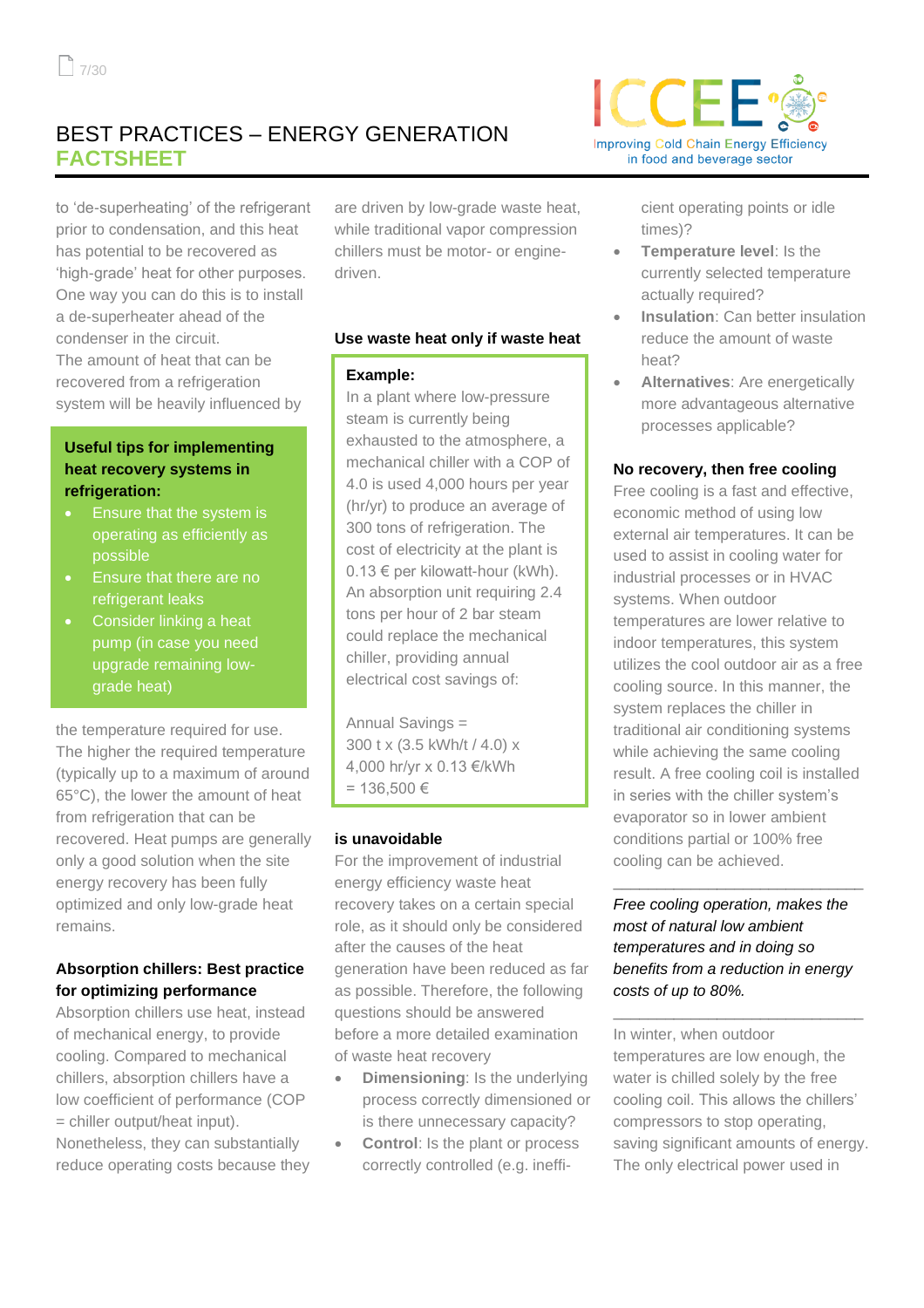# BEST PRACTICES – ENERGY GENERATION
## FACTSHEET

to 'de-superheating' of the refrigerant prior to condensation, and this heat has potential to be recovered as 'high-grade' heat for other purposes. One way you can do this is to install a de-superheater ahead of the condenser in the circuit.
The amount of heat that can be recovered from a refrigeration system will be heavily influenced by the temperature required for use. The higher the required temperature (typically up to a maximum of around 65°C), the lower the amount of heat from refrigeration that can be recovered. Heat pumps are generally only a good solution when the site energy recovery has been fully optimized and only low-grade heat remains.

**Useful tips for implementing heat recovery systems in refrigeration:**

- Ensure that the system is operating as efficiently as possible
- Ensure that there are no refrigerant leaks
- Consider linking a heat pump (in case you need upgrade remaining low-grade heat)

### Absorption chillers: Best practice for optimizing performance

Absorption chillers use heat, instead of mechanical energy, to provide cooling. Compared to mechanical chillers, absorption chillers have a low coefficient of performance (COP = chiller output/heat input). Nonetheless, they can substantially reduce operating costs because they are driven by low-grade waste heat, while traditional vapor compression chillers must be motor- or engine-driven.

### Use waste heat only if waste heat is unavoidable

**Example:**
In a plant where low-pressure steam is currently being exhausted to the atmosphere, a mechanical chiller with a COP of 4.0 is used 4,000 hours per year (hr/yr) to produce an average of 300 tons of refrigeration. The cost of electricity at the plant is 0.13 € per kilowatt-hour (kWh). An absorption unit requiring 2.4 tons per hour of 2 bar steam could replace the mechanical chiller, providing annual electrical cost savings of:

Annual Savings = 300 t x (3.5 kWh/t / 4.0) x 4,000 hr/yr x 0.13 €/kWh = 136,500 €

For the improvement of industrial energy efficiency waste heat recovery takes on a certain special role, as it should only be considered after the causes of the heat generation have been reduced as far as possible. Therefore, the following questions should be answered before a more detailed examination of waste heat recovery

- **Dimensioning**: Is the underlying process correctly dimensioned or is there unnecessary capacity?
- **Control**: Is the plant or process correctly controlled (e.g. inefficient operating points or idle times)?
- **Temperature level**: Is the currently selected temperature actually required?
- **Insulation**: Can better insulation reduce the amount of waste heat?
- **Alternatives**: Are energetically more advantageous alternative processes applicable?

### No recovery, then free cooling

Free cooling is a fast and effective, economic method of using low external air temperatures. It can be used to assist in cooling water for industrial processes or in HVAC systems. When outdoor temperatures are lower relative to indoor temperatures, this system utilizes the cool outdoor air as a free cooling source. In this manner, the system replaces the chiller in traditional air conditioning systems while achieving the same cooling result. A free cooling coil is installed in series with the chiller system's evaporator so in lower ambient conditions partial or 100% free cooling can be achieved.

---

*Free cooling operation, makes the most of natural low ambient temperatures and in doing so benefits from a reduction in energy costs of up to 80%.*

---

In winter, when outdoor temperatures are low enough, the water is chilled solely by the free cooling coil. This allows the chillers' compressors to stop operating, saving significant amounts of energy. The only electrical power used in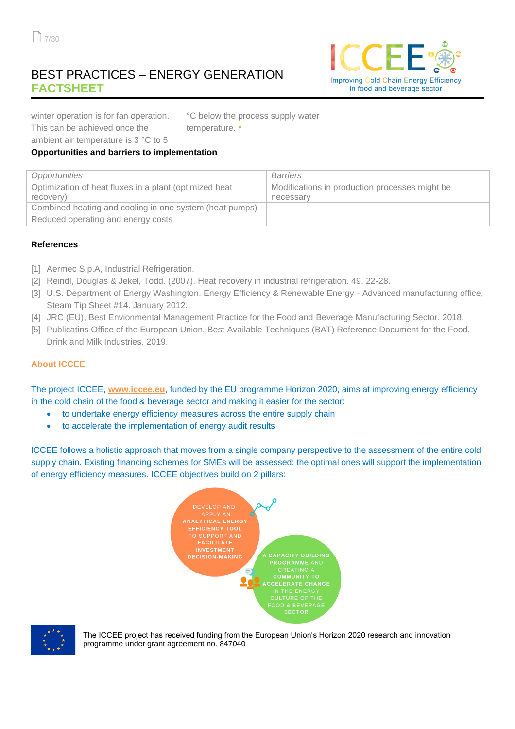# BEST PRACTICES – ENERGY GENERATION
## FACTSHEET

winter operation is for fan operation. This can be achieved once the ambient air temperature is 3 °C to 5 °C below the process supply water temperature. •

**Opportunities and barriers to implementation**

| *Opportunities* | *Barriers* |
|---|---|
| Optimization of heat fluxes in a plant (optimized heat recovery) | Modifications in production processes might be necessary |
| Combined heating and cooling in one system (heat pumps) | |
| Reduced operating and energy costs | |

**References**

[1] Aermec S.p.A, Industrial Refrigeration.
[2] Reindl, Douglas & Jekel, Todd. (2007). Heat recovery in industrial refrigeration. 49. 22-28.
[3] U.S. Department of Energy Washington, Energy Efficiency & Renewable Energy - Advanced manufacturing office, Steam Tip Sheet #14. January 2012.
[4] JRC (EU), Best Envionmental Management Practice for the Food and Beverage Manufacturing Sector. 2018.
[5] Publicatins Office of the European Union, Best Available Techniques (BAT) Reference Document for the Food, Drink and Milk Industries. 2019.

## About ICCEE

The project ICCEE, **www.iccee.eu**, funded by the EU programme Horizon 2020, aims at improving energy efficiency in the cold chain of the food & beverage sector and making it easier for the sector:

- to undertake energy efficiency measures across the entire supply chain
- to accelerate the implementation of energy audit results

ICCEE follows a holistic approach that moves from a single company perspective to the assessment of the entire cold supply chain. Existing financing schemes for SMEs will be assessed: the optimal ones will support the implementation of energy efficiency measures. ICCEE objectives build on 2 pillars:

DEVELOP AND APPLY AN **ANALYTICAL ENERGY EFFICIENCY TOOL** TO SUPPORT AND **FACILITATE INVESTMENT DECISION-MAKING**

**A CAPACITY BUILDING PROGRAMME** AND CREATING A **COMMUNITY TO ACCELERATE CHANGE** IN THE ENERGY CULTURE OF THE FOOD & BEVERAGE SECTOR

The ICCEE project has received funding from the European Union's Horizon 2020 research and innovation programme under grant agreement no. 847040